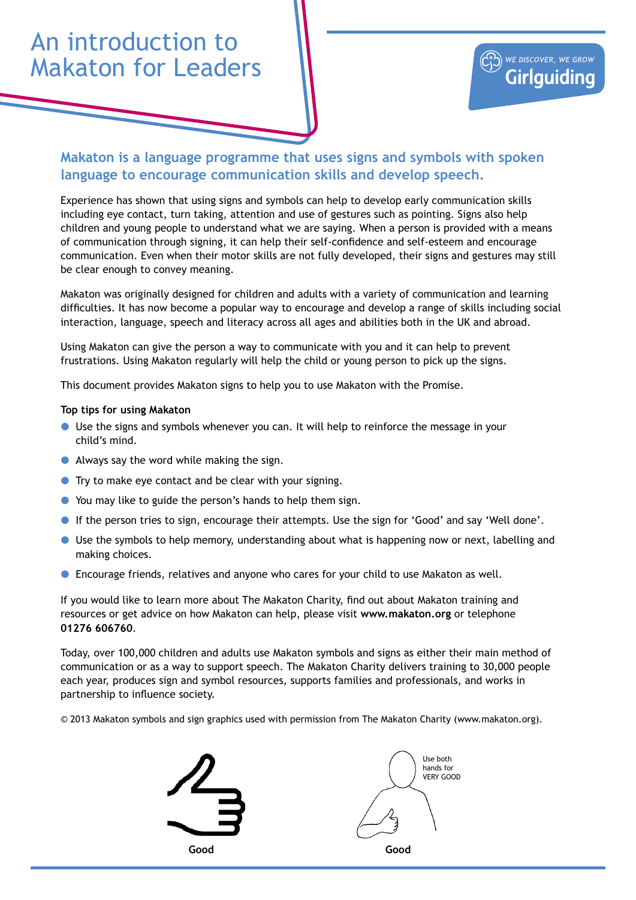# An introduction to Makaton for Leaders

WE DISCOVER, WE GROW
Girlguiding

## Makaton is a language programme that uses signs and symbols with spoken language to encourage communication skills and develop speech.

Experience has shown that using signs and symbols can help to develop early communication skills including eye contact, turn taking, attention and use of gestures such as pointing. Signs also help children and young people to understand what we are saying. When a person is provided with a means of communication through signing, it can help their self-confidence and self-esteem and encourage communication. Even when their motor skills are not fully developed, their signs and gestures may still be clear enough to convey meaning.

Makaton was originally designed for children and adults with a variety of communication and learning difficulties. It has now become a popular way to encourage and develop a range of skills including social interaction, language, speech and literacy across all ages and abilities both in the UK and abroad.

Using Makaton can give the person a way to communicate with you and it can help to prevent frustrations. Using Makaton regularly will help the child or young person to pick up the signs.

This document provides Makaton signs to help you to use Makaton with the Promise.

**Top tips for using Makaton**

- Use the signs and symbols whenever you can. It will help to reinforce the message in your child's mind.
- Always say the word while making the sign.
- Try to make eye contact and be clear with your signing.
- You may like to guide the person's hands to help them sign.
- If the person tries to sign, encourage their attempts. Use the sign for 'Good' and say 'Well done'.
- Use the symbols to help memory, understanding about what is happening now or next, labelling and making choices.
- Encourage friends, relatives and anyone who cares for your child to use Makaton as well.

If you would like to learn more about The Makaton Charity, find out about Makaton training and resources or get advice on how Makaton can help, please visit **www.makaton.org** or telephone **01276 606760**.

Today, over 100,000 children and adults use Makaton symbols and signs as either their main method of communication or as a way to support speech. The Makaton Charity delivers training to 30,000 people each year, produces sign and symbol resources, supports families and professionals, and works in partnership to influence society.

© 2013 Makaton symbols and sign graphics used with permission from The Makaton Charity (www.makaton.org).

**Good**

Use both hands for VERY GOOD

**Good**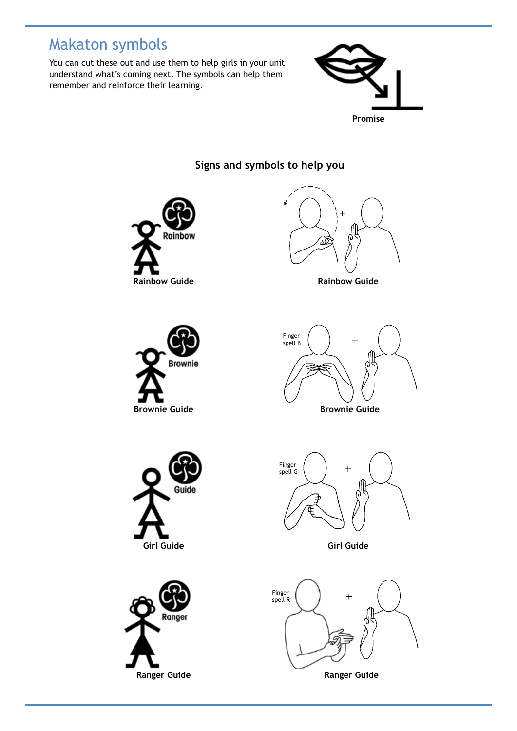# Makaton symbols

You can cut these out and use them to help girls in your unit understand what's coming next. The symbols can help them remember and reinforce their learning.

Promise

## Signs and symbols to help you

Rainbow

Rainbow Guide

Rainbow Guide

Brownie

Brownie Guide

Finger-spell B

Brownie Guide

Guide

Girl Guide

Finger-spell G

Girl Guide

Ranger

Ranger Guide

Finger-spell R

Ranger Guide